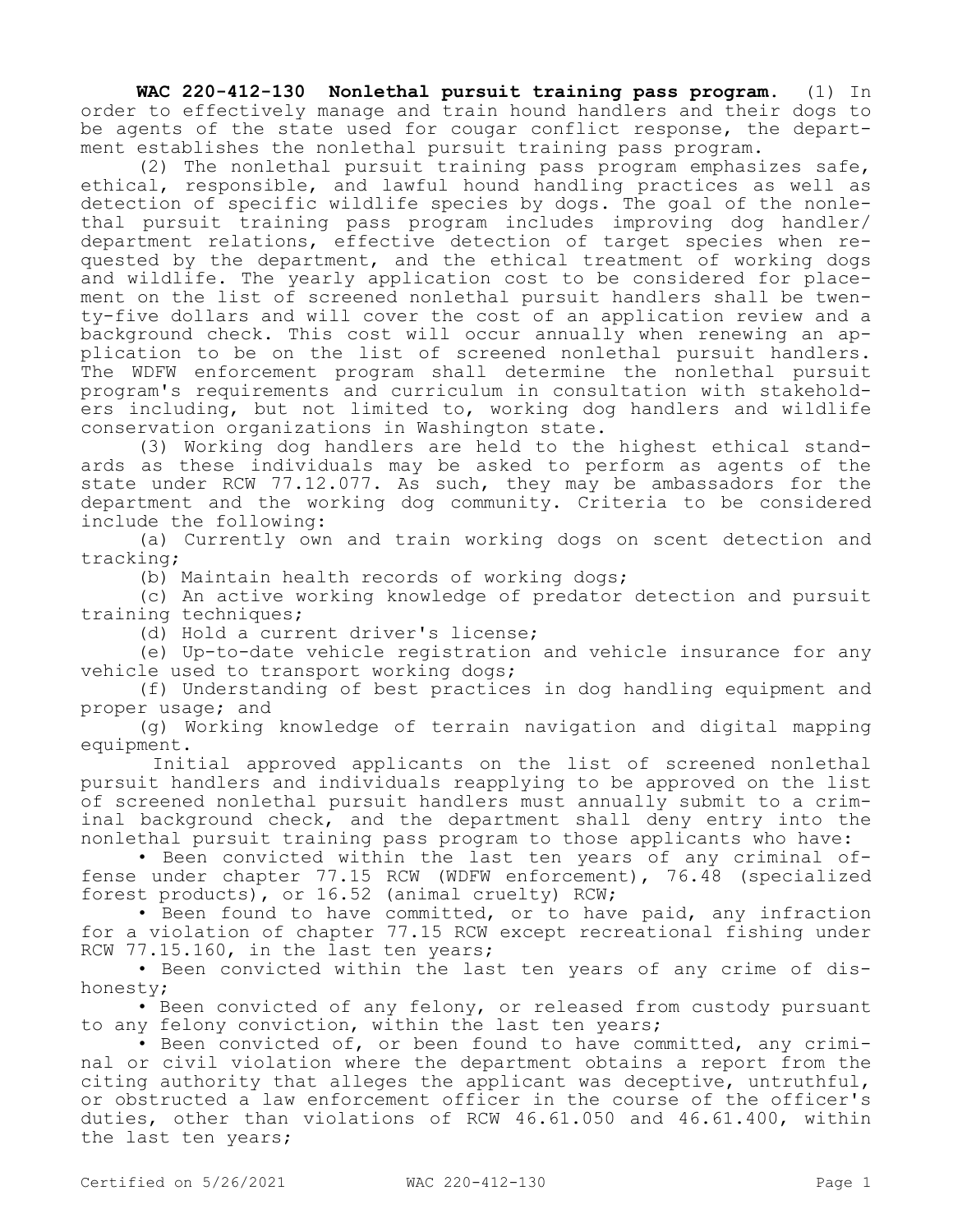**WAC 220-412-130 Nonlethal pursuit training pass program.** (1) In order to effectively manage and train hound handlers and their dogs to be agents of the state used for cougar conflict response, the department establishes the nonlethal pursuit training pass program.

(2) The nonlethal pursuit training pass program emphasizes safe, ethical, responsible, and lawful hound handling practices as well as detection of specific wildlife species by dogs. The goal of the nonlethal pursuit training pass program includes improving dog handler/department relations, effective detection of target species when requested by the department, and the ethical treatment of working dogs and wildlife. The yearly application cost to be considered for placement on the list of screened nonlethal pursuit handlers shall be twenty-five dollars and will cover the cost of an application review and a background check. This cost will occur annually when renewing an application to be on the list of screened nonlethal pursuit handlers. The WDFW enforcement program shall determine the nonlethal pursuit program's requirements and curriculum in consultation with stakeholders including, but not limited to, working dog handlers and wildlife conservation organizations in Washington state.

(3) Working dog handlers are held to the highest ethical standards as these individuals may be asked to perform as agents of the state under RCW 77.12.077. As such, they may be ambassadors for the department and the working dog community. Criteria to be considered include the following:

(a) Currently own and train working dogs on scent detection and tracking;

(b) Maintain health records of working dogs;

(c) An active working knowledge of predator detection and pursuit training techniques;

(d) Hold a current driver's license;

(e) Up-to-date vehicle registration and vehicle insurance for any vehicle used to transport working dogs;

(f) Understanding of best practices in dog handling equipment and proper usage; and

(g) Working knowledge of terrain navigation and digital mapping equipment.

Initial approved applicants on the list of screened nonlethal pursuit handlers and individuals reapplying to be approved on the list of screened nonlethal pursuit handlers must annually submit to a criminal background check, and the department shall deny entry into the nonlethal pursuit training pass program to those applicants who have:

- Been convicted within the last ten years of any criminal offense under chapter 77.15 RCW (WDFW enforcement), 76.48 (specialized forest products), or 16.52 (animal cruelty) RCW;
- Been found to have committed, or to have paid, any infraction for a violation of chapter 77.15 RCW except recreational fishing under RCW 77.15.160, in the last ten years;
- Been convicted within the last ten years of any crime of dishonesty;
- Been convicted of any felony, or released from custody pursuant to any felony conviction, within the last ten years;
- Been convicted of, or been found to have committed, any criminal or civil violation where the department obtains a report from the citing authority that alleges the applicant was deceptive, untruthful, or obstructed a law enforcement officer in the course of the officer's duties, other than violations of RCW 46.61.050 and 46.61.400, within the last ten years;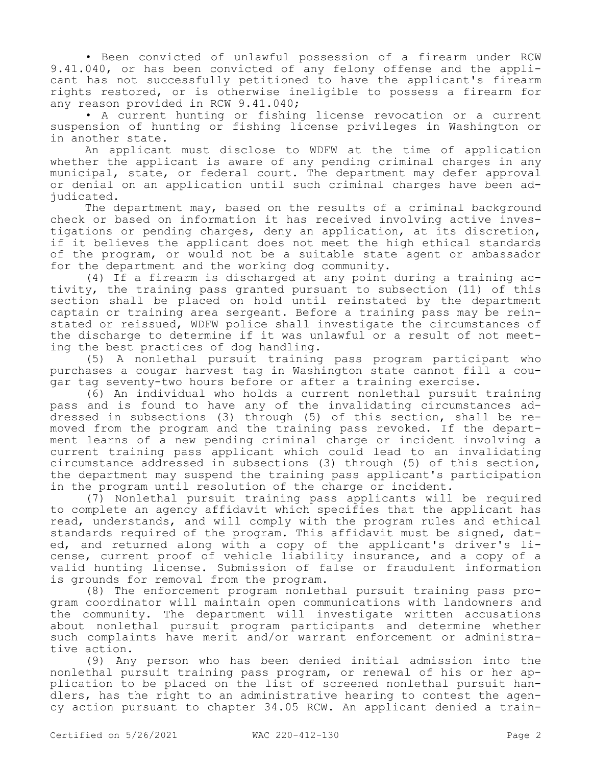• Been convicted of unlawful possession of a firearm under RCW 9.41.040, or has been convicted of any felony offense and the applicant has not successfully petitioned to have the applicant's firearm rights restored, or is otherwise ineligible to possess a firearm for any reason provided in RCW 9.41.040;

• A current hunting or fishing license revocation or a current suspension of hunting or fishing license privileges in Washington or in another state.

An applicant must disclose to WDFW at the time of application whether the applicant is aware of any pending criminal charges in any municipal, state, or federal court. The department may defer approval or denial on an application until such criminal charges have been adjudicated.

The department may, based on the results of a criminal background check or based on information it has received involving active investigations or pending charges, deny an application, at its discretion, if it believes the applicant does not meet the high ethical standards of the program, or would not be a suitable state agent or ambassador for the department and the working dog community.

(4) If a firearm is discharged at any point during a training activity, the training pass granted pursuant to subsection (11) of this section shall be placed on hold until reinstated by the department captain or training area sergeant. Before a training pass may be reinstated or reissued, WDFW police shall investigate the circumstances of the discharge to determine if it was unlawful or a result of not meeting the best practices of dog handling.

(5) A nonlethal pursuit training pass program participant who purchases a cougar harvest tag in Washington state cannot fill a cougar tag seventy-two hours before or after a training exercise.

(6) An individual who holds a current nonlethal pursuit training pass and is found to have any of the invalidating circumstances addressed in subsections (3) through (5) of this section, shall be removed from the program and the training pass revoked. If the department learns of a new pending criminal charge or incident involving a current training pass applicant which could lead to an invalidating circumstance addressed in subsections (3) through (5) of this section, the department may suspend the training pass applicant's participation in the program until resolution of the charge or incident.

(7) Nonlethal pursuit training pass applicants will be required to complete an agency affidavit which specifies that the applicant has read, understands, and will comply with the program rules and ethical standards required of the program. This affidavit must be signed, dated, and returned along with a copy of the applicant's driver's license, current proof of vehicle liability insurance, and a copy of a valid hunting license. Submission of false or fraudulent information is grounds for removal from the program.

(8) The enforcement program nonlethal pursuit training pass program coordinator will maintain open communications with landowners and the community. The department will investigate written accusations about nonlethal pursuit program participants and determine whether such complaints have merit and/or warrant enforcement or administrative action.

(9) Any person who has been denied initial admission into the nonlethal pursuit training pass program, or renewal of his or her application to be placed on the list of screened nonlethal pursuit handlers, has the right to an administrative hearing to contest the agency action pursuant to chapter 34.05 RCW. An applicant denied a train-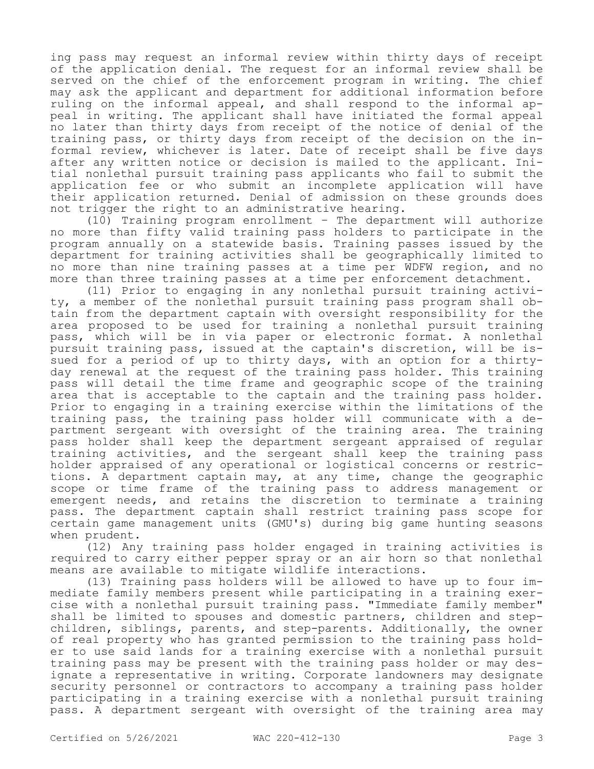ing pass may request an informal review within thirty days of receipt of the application denial. The request for an informal review shall be served on the chief of the enforcement program in writing. The chief may ask the applicant and department for additional information before ruling on the informal appeal, and shall respond to the informal appeal in writing. The applicant shall have initiated the formal appeal no later than thirty days from receipt of the notice of denial of the training pass, or thirty days from receipt of the decision on the informal review, whichever is later. Date of receipt shall be five days after any written notice or decision is mailed to the applicant. Initial nonlethal pursuit training pass applicants who fail to submit the application fee or who submit an incomplete application will have their application returned. Denial of admission on these grounds does not trigger the right to an administrative hearing.

(10) Training program enrollment - The department will authorize no more than fifty valid training pass holders to participate in the program annually on a statewide basis. Training passes issued by the department for training activities shall be geographically limited to no more than nine training passes at a time per WDFW region, and no more than three training passes at a time per enforcement detachment.

(11) Prior to engaging in any nonlethal pursuit training activity, a member of the nonlethal pursuit training pass program shall obtain from the department captain with oversight responsibility for the area proposed to be used for training a nonlethal pursuit training pass, which will be in via paper or electronic format. A nonlethal pursuit training pass, issued at the captain's discretion, will be issued for a period of up to thirty days, with an option for a thirty-day renewal at the request of the training pass holder. This training pass will detail the time frame and geographic scope of the training area that is acceptable to the captain and the training pass holder. Prior to engaging in a training exercise within the limitations of the training pass, the training pass holder will communicate with a department sergeant with oversight of the training area. The training pass holder shall keep the department sergeant appraised of regular training activities, and the sergeant shall keep the training pass holder appraised of any operational or logistical concerns or restrictions. A department captain may, at any time, change the geographic scope or time frame of the training pass to address management or emergent needs, and retains the discretion to terminate a training pass. The department captain shall restrict training pass scope for certain game management units (GMU's) during big game hunting seasons when prudent.

(12) Any training pass holder engaged in training activities is required to carry either pepper spray or an air horn so that nonlethal means are available to mitigate wildlife interactions.

(13) Training pass holders will be allowed to have up to four immediate family members present while participating in a training exercise with a nonlethal pursuit training pass. "Immediate family member" shall be limited to spouses and domestic partners, children and step-children, siblings, parents, and step-parents. Additionally, the owner of real property who has granted permission to the training pass holder to use said lands for a training exercise with a nonlethal pursuit training pass may be present with the training pass holder or may designate a representative in writing. Corporate landowners may designate security personnel or contractors to accompany a training pass holder participating in a training exercise with a nonlethal pursuit training pass. A department sergeant with oversight of the training area may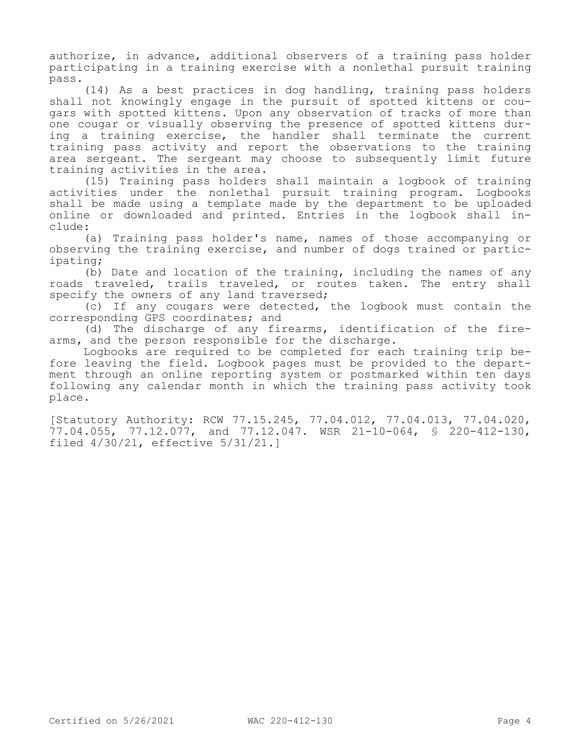authorize, in advance, additional observers of a training pass holder participating in a training exercise with a nonlethal pursuit training pass.

(14) As a best practices in dog handling, training pass holders shall not knowingly engage in the pursuit of spotted kittens or cougars with spotted kittens. Upon any observation of tracks of more than one cougar or visually observing the presence of spotted kittens during a training exercise, the handler shall terminate the current training pass activity and report the observations to the training area sergeant. The sergeant may choose to subsequently limit future training activities in the area.

(15) Training pass holders shall maintain a logbook of training activities under the nonlethal pursuit training program. Logbooks shall be made using a template made by the department to be uploaded online or downloaded and printed. Entries in the logbook shall include:

(a) Training pass holder's name, names of those accompanying or observing the training exercise, and number of dogs trained or participating;

(b) Date and location of the training, including the names of any roads traveled, trails traveled, or routes taken. The entry shall specify the owners of any land traversed;

(c) If any cougars were detected, the logbook must contain the corresponding GPS coordinates; and

(d) The discharge of any firearms, identification of the firearms, and the person responsible for the discharge.

Logbooks are required to be completed for each training trip before leaving the field. Logbook pages must be provided to the department through an online reporting system or postmarked within ten days following any calendar month in which the training pass activity took place.

[Statutory Authority: RCW 77.15.245, 77.04.012, 77.04.013, 77.04.020, 77.04.055, 77.12.077, and 77.12.047. WSR 21-10-064, § 220-412-130, filed 4/30/21, effective 5/31/21.]